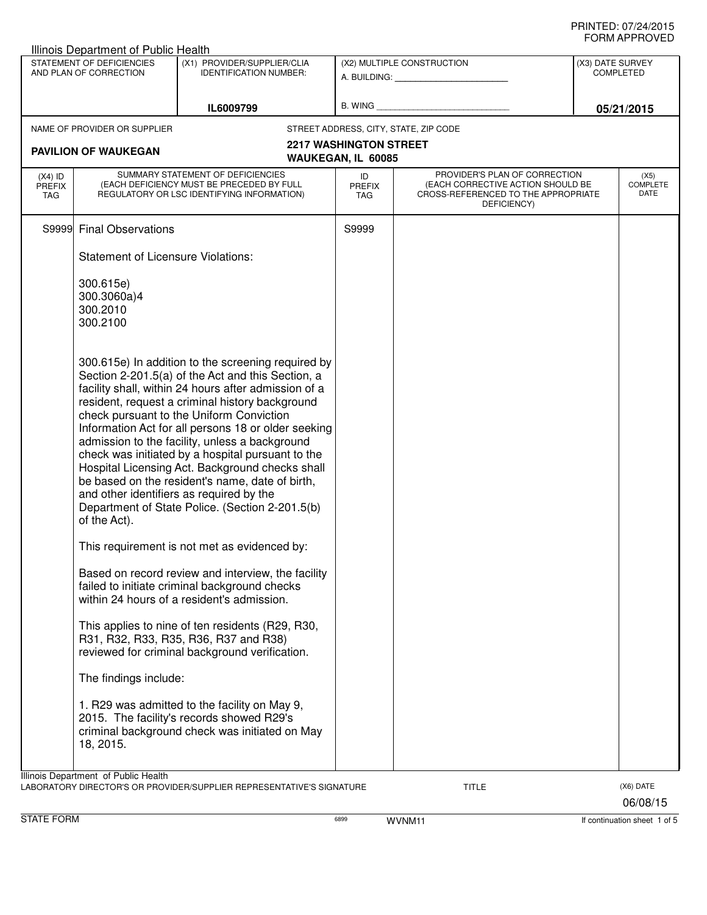Illinois Department of Public Health

PRINTED: 07/24/2015
FORM APPROVED

| STATEMENT OF DEFICIENCIES AND PLAN OF CORRECTION | (X1) PROVIDER/SUPPLIER/CLIA IDENTIFICATION NUMBER: | (X2) MULTIPLE CONSTRUCTION | (X3) DATE SURVEY COMPLETED |
|---|---|---|---|
| | IL6009799 | A. BUILDING: ______ B. WING ______ | 05/21/2015 |

NAME OF PROVIDER OR SUPPLIER: **PAVILION OF WAUKEGAN**

STREET ADDRESS, CITY, STATE, ZIP CODE: **2217 WASHINGTON STREET WAUKEGAN, IL 60085**

| (X4) ID PREFIX TAG | SUMMARY STATEMENT OF DEFICIENCIES (EACH DEFICIENCY MUST BE PRECEDED BY FULL REGULATORY OR LSC IDENTIFYING INFORMATION) | ID PREFIX TAG | PROVIDER'S PLAN OF CORRECTION (EACH CORRECTIVE ACTION SHOULD BE CROSS-REFERENCED TO THE APPROPRIATE DEFICIENCY) | (X5) COMPLETE DATE |
|---|---|---|---|---|
| S9999 | Final Observations | S9999 | | |

Statement of Licensure Violations:

300.615e)
300.3060a)4
300.2010
300.2100

300.615e) In addition to the screening required by Section 2-201.5(a) of the Act and this Section, a facility shall, within 24 hours after admission of a resident, request a criminal history background check pursuant to the Uniform Conviction Information Act for all persons 18 or older seeking admission to the facility, unless a background check was initiated by a hospital pursuant to the Hospital Licensing Act. Background checks shall be based on the resident's name, date of birth, and other identifiers as required by the Department of State Police. (Section 2-201.5(b) of the Act).

This requirement is not met as evidenced by:

Based on record review and interview, the facility failed to initiate criminal background checks within 24 hours of a resident's admission.

This applies to nine of ten residents (R29, R30, R31, R32, R33, R35, R36, R37 and R38) reviewed for criminal background verification.

The findings include:

1. R29 was admitted to the facility on May 9, 2015. The facility's records showed R29's criminal background check was initiated on May 18, 2015.

Illinois Department of Public Health
LABORATORY DIRECTOR'S OR PROVIDER/SUPPLIER REPRESENTATIVE'S SIGNATURE — TITLE — (X6) DATE 06/08/15

STATE FORM 6899 WVNM11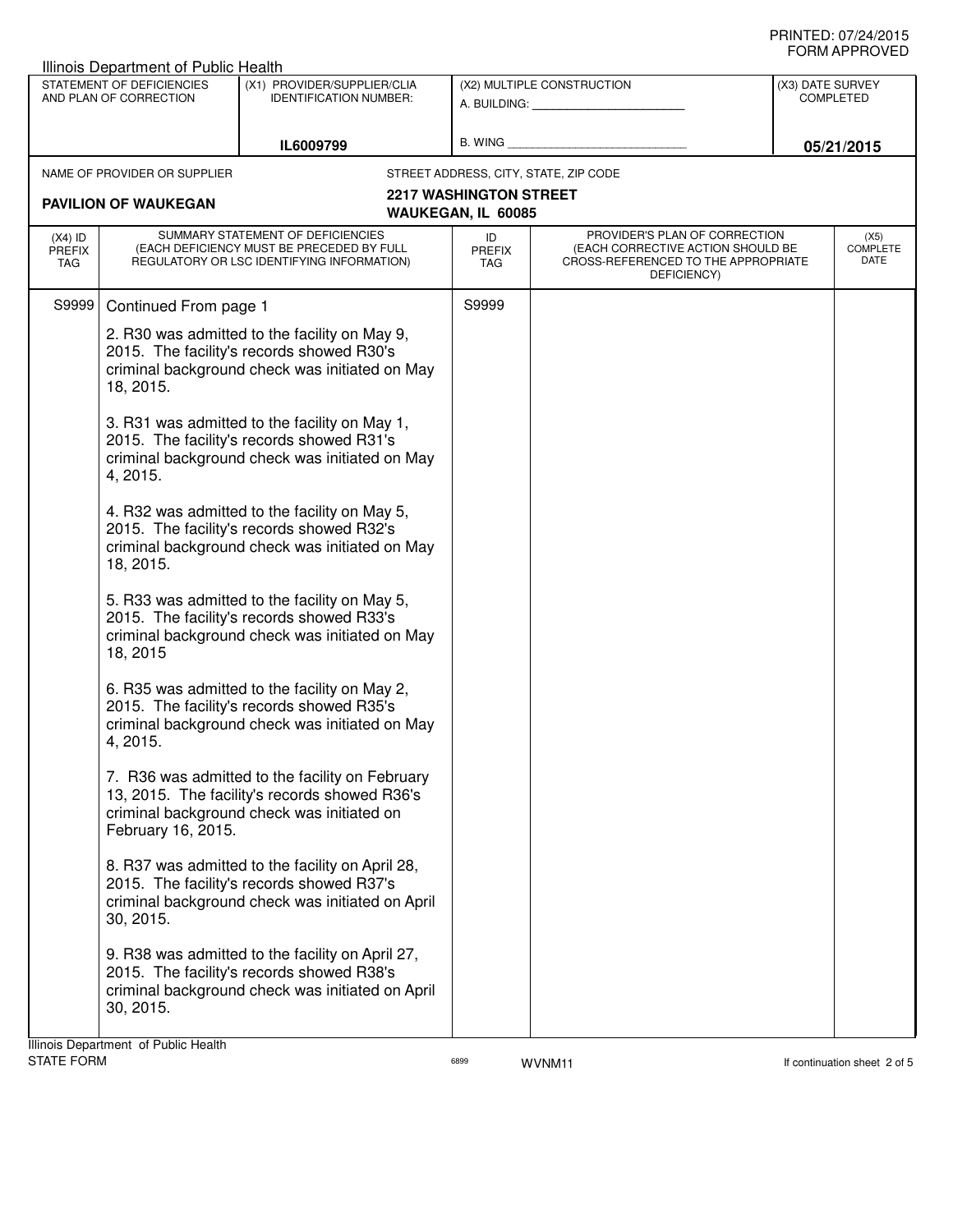PRINTED: 07/24/2015
FORM APPROVED

Illinois Department of Public Health

| STATEMENT OF DEFICIENCIES AND PLAN OF CORRECTION | (X1) PROVIDER/SUPPLIER/CLIA IDENTIFICATION NUMBER: | (X2) MULTIPLE CONSTRUCTION | (X3) DATE SURVEY COMPLETED |
|---|---|---|---|
| | IL6009799 | A. BUILDING: ______ B. WING ______ | 05/21/2015 |

NAME OF PROVIDER OR SUPPLIER: **PAVILION OF WAUKEGAN**

STREET ADDRESS, CITY, STATE, ZIP CODE: **2217 WASHINGTON STREET, WAUKEGAN, IL 60085**

| (X4) ID PREFIX TAG | SUMMARY STATEMENT OF DEFICIENCIES (EACH DEFICIENCY MUST BE PRECEDED BY FULL REGULATORY OR LSC IDENTIFYING INFORMATION) | ID PREFIX TAG | PROVIDER'S PLAN OF CORRECTION (EACH CORRECTIVE ACTION SHOULD BE CROSS-REFERENCED TO THE APPROPRIATE DEFICIENCY) | (X5) COMPLETE DATE |
|---|---|---|---|---|
| S9999 | Continued From page 1<br><br>2. R30 was admitted to the facility on May 9, 2015. The facility's records showed R30's criminal background check was initiated on May 18, 2015.<br><br>3. R31 was admitted to the facility on May 1, 2015. The facility's records showed R31's criminal background check was initiated on May 4, 2015.<br><br>4. R32 was admitted to the facility on May 5, 2015. The facility's records showed R32's criminal background check was initiated on May 18, 2015.<br><br>5. R33 was admitted to the facility on May 5, 2015. The facility's records showed R33's criminal background check was initiated on May 18, 2015<br><br>6. R35 was admitted to the facility on May 2, 2015. The facility's records showed R35's criminal background check was initiated on May 4, 2015.<br><br>7. R36 was admitted to the facility on February 13, 2015. The facility's records showed R36's criminal background check was initiated on February 16, 2015.<br><br>8. R37 was admitted to the facility on April 28, 2015. The facility's records showed R37's criminal background check was initiated on April 30, 2015.<br><br>9. R38 was admitted to the facility on April 27, 2015. The facility's records showed R38's criminal background check was initiated on April 30, 2015. | S9999 | | |

Illinois Department of Public Health
STATE FORM 6899 WVNM11 If continuation sheet 2 of 5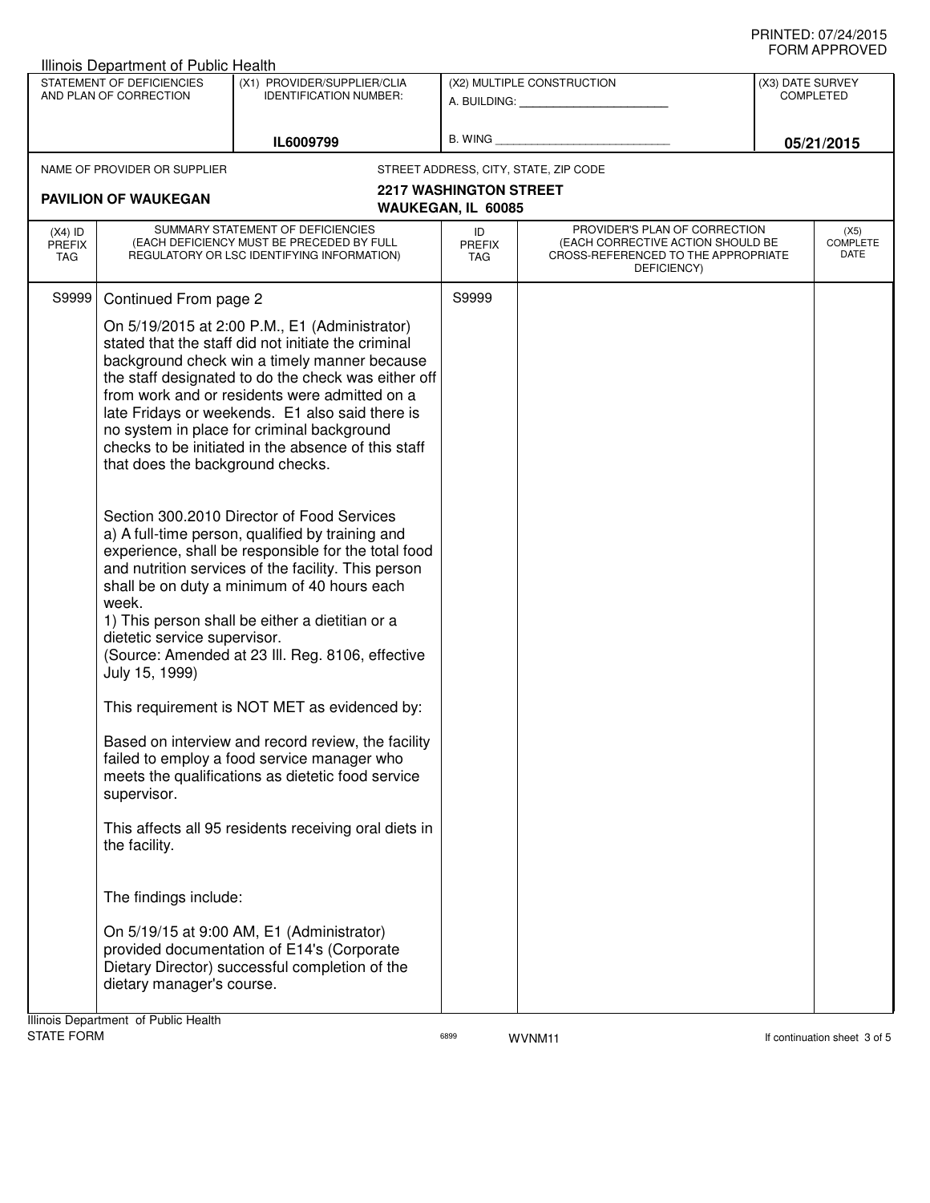PRINTED: 07/24/2015
FORM APPROVED

Illinois Department of Public Health

| STATEMENT OF DEFICIENCIES AND PLAN OF CORRECTION | (X1) PROVIDER/SUPPLIER/CLIA IDENTIFICATION NUMBER: | (X2) MULTIPLE CONSTRUCTION | (X3) DATE SURVEY COMPLETED |
|---|---|---|---|
| | IL6009799 | A. BUILDING: ______ B. WING ______ | 05/21/2015 |

NAME OF PROVIDER OR SUPPLIER: **PAVILION OF WAUKEGAN**

STREET ADDRESS, CITY, STATE, ZIP CODE: **2217 WASHINGTON STREET, WAUKEGAN, IL 60085**

| (X4) ID PREFIX TAG | SUMMARY STATEMENT OF DEFICIENCIES (EACH DEFICIENCY MUST BE PRECEDED BY FULL REGULATORY OR LSC IDENTIFYING INFORMATION) | ID PREFIX TAG | PROVIDER'S PLAN OF CORRECTION (EACH CORRECTIVE ACTION SHOULD BE CROSS-REFERENCED TO THE APPROPRIATE DEFICIENCY) | (X5) COMPLETE DATE |
|---|---|---|---|---|
| S9999 | Continued From page 2 | S9999 | | |

On 5/19/2015 at 2:00 P.M., E1 (Administrator) stated that the staff did not initiate the criminal background check win a timely manner because the staff designated to do the check was either off from work and or residents were admitted on a late Fridays or weekends. E1 also said there is no system in place for criminal background checks to be initiated in the absence of this staff that does the background checks.

Section 300.2010 Director of Food Services
a) A full-time person, qualified by training and experience, shall be responsible for the total food and nutrition services of the facility. This person shall be on duty a minimum of 40 hours each week.
1) This person shall be either a dietitian or a dietetic service supervisor.
(Source: Amended at 23 Ill. Reg. 8106, effective July 15, 1999)

This requirement is NOT MET as evidenced by:

Based on interview and record review, the facility failed to employ a food service manager who meets the qualifications as dietetic food service supervisor.

This affects all 95 residents receiving oral diets in the facility.

The findings include:

On 5/19/15 at 9:00 AM, E1 (Administrator) provided documentation of E14's (Corporate Dietary Director) successful completion of the dietary manager's course.

Illinois Department of Public Health
STATE FORM 6899 WVNM11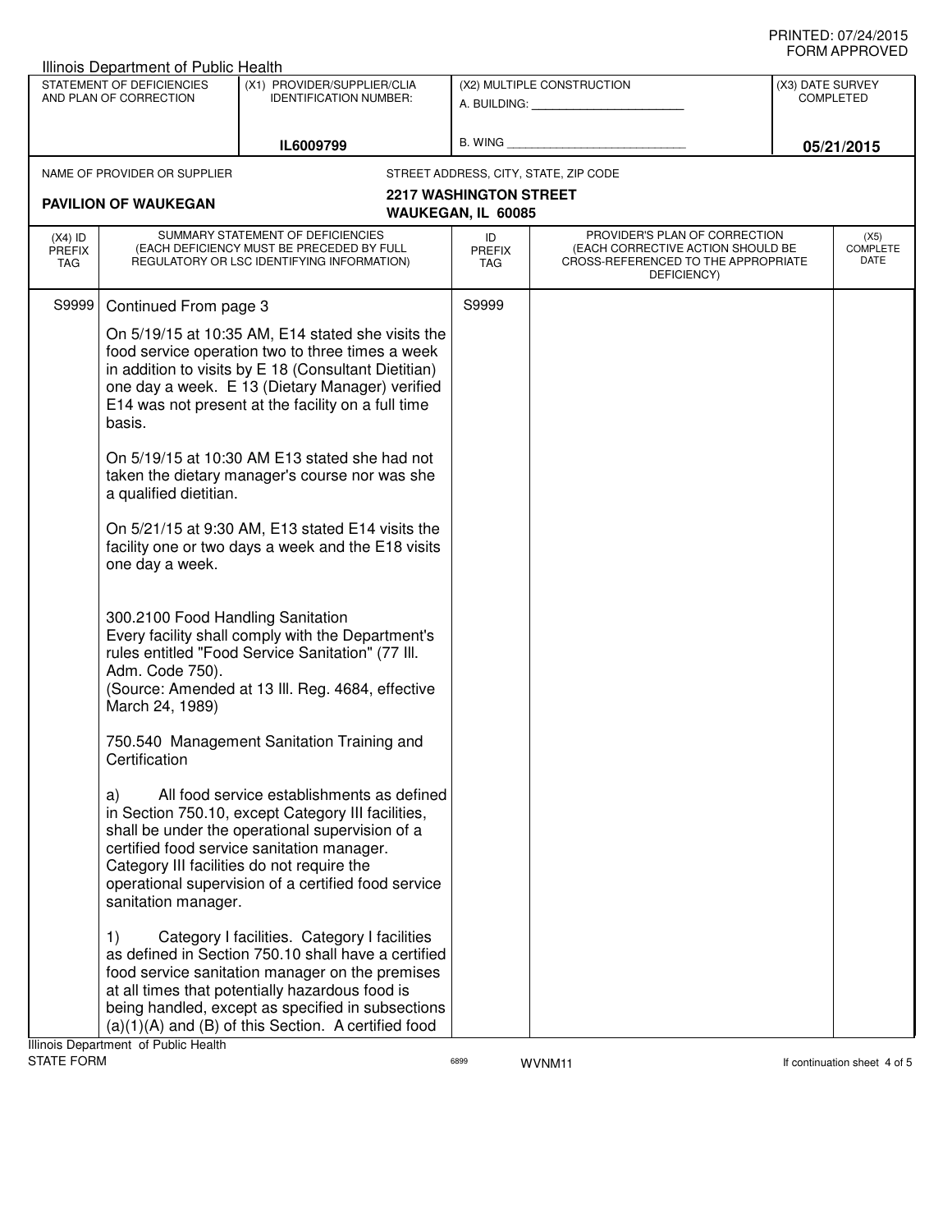PRINTED: 07/24/2015
FORM APPROVED

Illinois Department of Public Health

| STATEMENT OF DEFICIENCIES AND PLAN OF CORRECTION | (X1) PROVIDER/SUPPLIER/CLIA IDENTIFICATION NUMBER: | (X2) MULTIPLE CONSTRUCTION | (X3) DATE SURVEY COMPLETED |
|---|---|---|---|
| | IL6009799 | A. BUILDING: ______ B. WING ______ | 05/21/2015 |

NAME OF PROVIDER OR SUPPLIER: **PAVILION OF WAUKEGAN**

STREET ADDRESS, CITY, STATE, ZIP CODE: **2217 WASHINGTON STREET, WAUKEGAN, IL 60085**

| (X4) ID PREFIX TAG | SUMMARY STATEMENT OF DEFICIENCIES (EACH DEFICIENCY MUST BE PRECEDED BY FULL REGULATORY OR LSC IDENTIFYING INFORMATION) | ID PREFIX TAG | PROVIDER'S PLAN OF CORRECTION (EACH CORRECTIVE ACTION SHOULD BE CROSS-REFERENCED TO THE APPROPRIATE DEFICIENCY) | (X5) COMPLETE DATE |
|---|---|---|---|---|
| S9999 | Continued From page 3 | S9999 | | |

On 5/19/15 at 10:35 AM, E14 stated she visits the food service operation two to three times a week in addition to visits by E 18 (Consultant Dietitian) one day a week. E 13 (Dietary Manager) verified E14 was not present at the facility on a full time basis.

On 5/19/15 at 10:30 AM E13 stated she had not taken the dietary manager's course nor was she a qualified dietitian.

On 5/21/15 at 9:30 AM, E13 stated E14 visits the facility one or two days a week and the E18 visits one day a week.

300.2100 Food Handling Sanitation
Every facility shall comply with the Department's rules entitled "Food Service Sanitation" (77 Ill. Adm. Code 750).
(Source: Amended at 13 Ill. Reg. 4684, effective March 24, 1989)

750.540 Management Sanitation Training and Certification

a) All food service establishments as defined in Section 750.10, except Category III facilities, shall be under the operational supervision of a certified food service sanitation manager. Category III facilities do not require the operational supervision of a certified food service sanitation manager.

1) Category I facilities. Category I facilities as defined in Section 750.10 shall have a certified food service sanitation manager on the premises at all times that potentially hazardous food is being handled, except as specified in subsections (a)(1)(A) and (B) of this Section. A certified food

Illinois Department of Public Health
STATE FORM 6899 WVNM11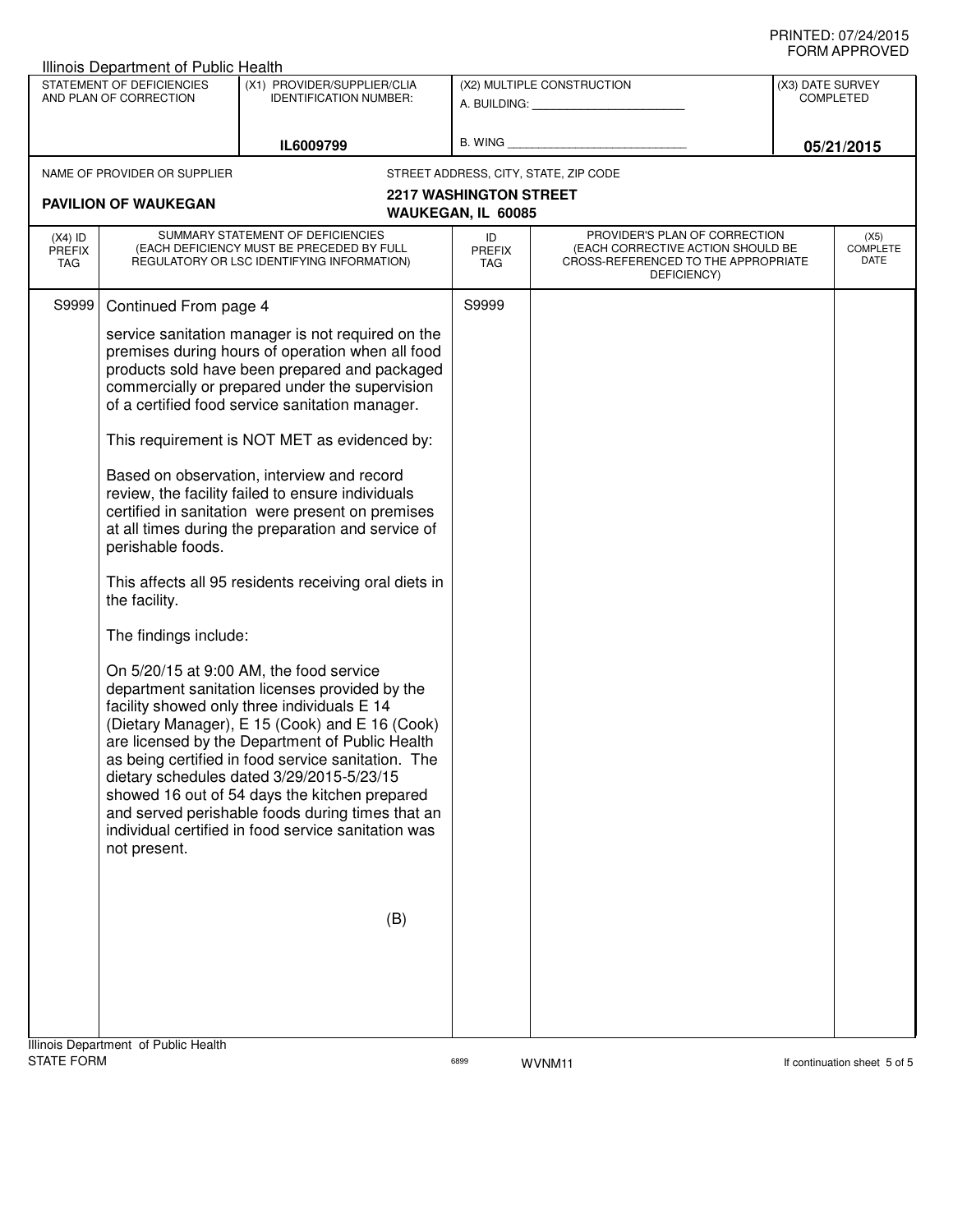Illinois Department of Public Health

| STATEMENT OF DEFICIENCIES AND PLAN OF CORRECTION | (X1) PROVIDER/SUPPLIER/CLIA IDENTIFICATION NUMBER: | (X2) MULTIPLE CONSTRUCTION | (X3) DATE SURVEY COMPLETED |
|---|---|---|---|
| | IL6009799 | A. BUILDING: ______ B. WING ______ | 05/21/2015 |

NAME OF PROVIDER OR SUPPLIER: **PAVILION OF WAUKEGAN**

STREET ADDRESS, CITY, STATE, ZIP CODE: **2217 WASHINGTON STREET WAUKEGAN, IL 60085**

| (X4) ID PREFIX TAG | SUMMARY STATEMENT OF DEFICIENCIES (EACH DEFICIENCY MUST BE PRECEDED BY FULL REGULATORY OR LSC IDENTIFYING INFORMATION) | ID PREFIX TAG | PROVIDER'S PLAN OF CORRECTION (EACH CORRECTIVE ACTION SHOULD BE CROSS-REFERENCED TO THE APPROPRIATE DEFICIENCY) | (X5) COMPLETE DATE |
|---|---|---|---|---|
| S9999 | Continued From page 4 | S9999 | | |

service sanitation manager is not required on the premises during hours of operation when all food products sold have been prepared and packaged commercially or prepared under the supervision of a certified food service sanitation manager.

This requirement is NOT MET as evidenced by:

Based on observation, interview and record review, the facility failed to ensure individuals certified in sanitation were present on premises at all times during the preparation and service of perishable foods.

This affects all 95 residents receiving oral diets in the facility.

The findings include:

On 5/20/15 at 9:00 AM, the food service department sanitation licenses provided by the facility showed only three individuals E 14 (Dietary Manager), E 15 (Cook) and E 16 (Cook) are licensed by the Department of Public Health as being certified in food service sanitation. The dietary schedules dated 3/29/2015-5/23/15 showed 16 out of 54 days the kitchen prepared and served perishable foods during times that an individual certified in food service sanitation was not present.

(B)